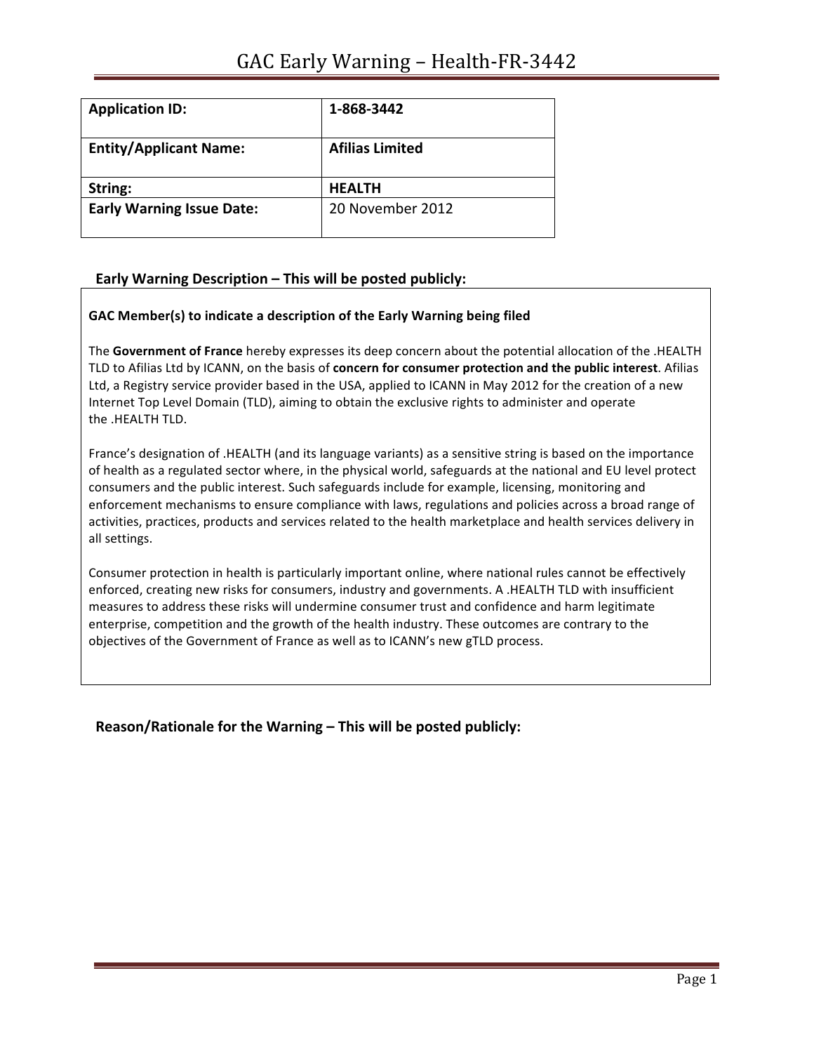# GAC Early Warning – Health-FR-3442

| **Application ID:** | **1-868-3442** |
|---|---|
| **Entity/Applicant Name:** | **Afilias Limited** |
| **String:** | **HEALTH** |
| **Early Warning Issue Date:** | 20 November 2012 |

## Early Warning Description – This will be posted publicly:

**GAC Member(s) to indicate a description of the Early Warning being filed**

The **Government of France** hereby expresses its deep concern about the potential allocation of the .HEALTH TLD to Afilias Ltd by ICANN, on the basis of **concern for consumer protection and the public interest**. Afilias Ltd, a Registry service provider based in the USA, applied to ICANN in May 2012 for the creation of a new Internet Top Level Domain (TLD), aiming to obtain the exclusive rights to administer and operate the .HEALTH TLD.

France's designation of .HEALTH (and its language variants) as a sensitive string is based on the importance of health as a regulated sector where, in the physical world, safeguards at the national and EU level protect consumers and the public interest. Such safeguards include for example, licensing, monitoring and enforcement mechanisms to ensure compliance with laws, regulations and policies across a broad range of activities, practices, products and services related to the health marketplace and health services delivery in all settings.

Consumer protection in health is particularly important online, where national rules cannot be effectively enforced, creating new risks for consumers, industry and governments. A .HEALTH TLD with insufficient measures to address these risks will undermine consumer trust and confidence and harm legitimate enterprise, competition and the growth of the health industry. These outcomes are contrary to the objectives of the Government of France as well as to ICANN's new gTLD process.

## Reason/Rationale for the Warning – This will be posted publicly: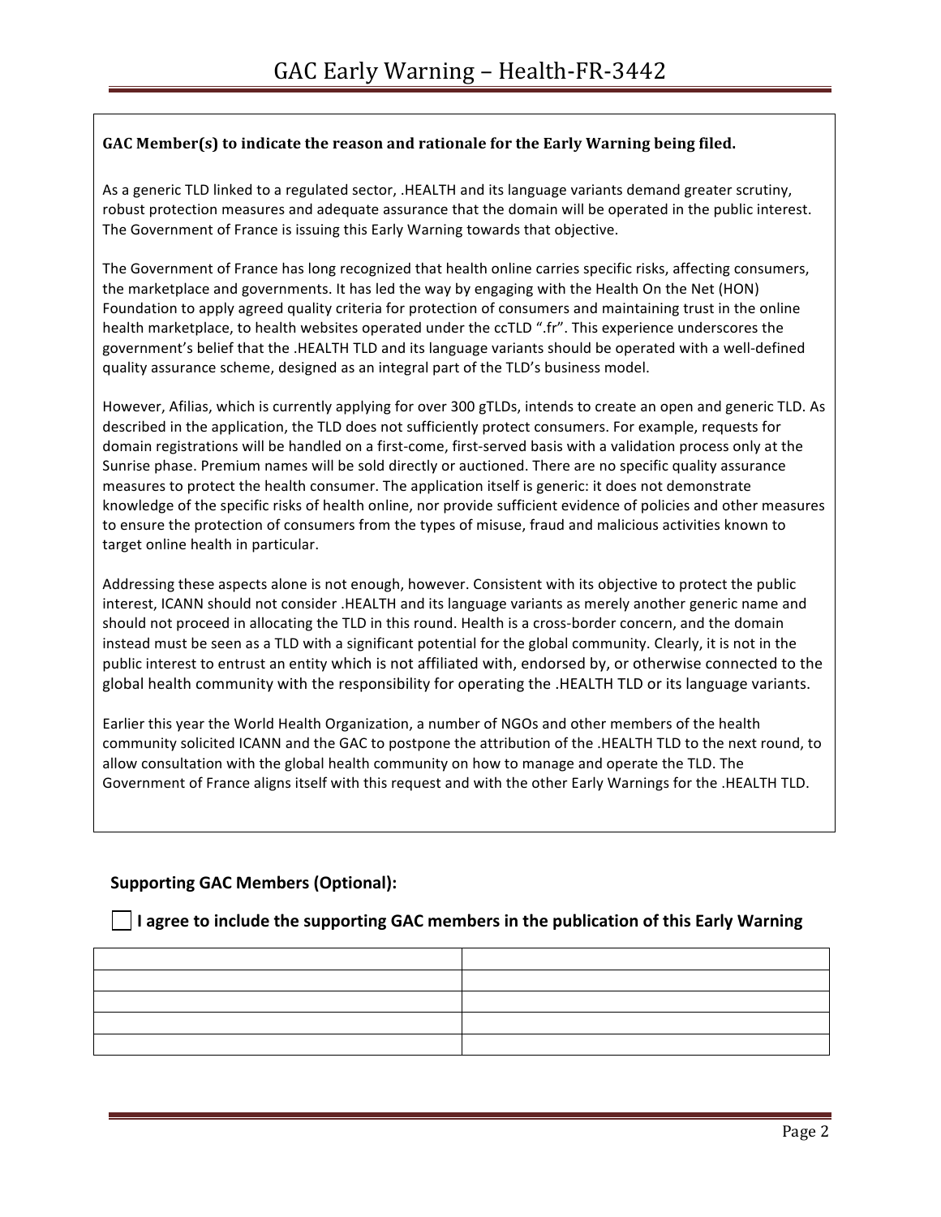**GAC Member(s) to indicate the reason and rationale for the Early Warning being filed.**

As a generic TLD linked to a regulated sector, .HEALTH and its language variants demand greater scrutiny, robust protection measures and adequate assurance that the domain will be operated in the public interest. The Government of France is issuing this Early Warning towards that objective.

The Government of France has long recognized that health online carries specific risks, affecting consumers, the marketplace and governments. It has led the way by engaging with the Health On the Net (HON) Foundation to apply agreed quality criteria for protection of consumers and maintaining trust in the online health marketplace, to health websites operated under the ccTLD ".fr". This experience underscores the government's belief that the .HEALTH TLD and its language variants should be operated with a well-defined quality assurance scheme, designed as an integral part of the TLD's business model.

However, Afilias, which is currently applying for over 300 gTLDs, intends to create an open and generic TLD. As described in the application, the TLD does not sufficiently protect consumers. For example, requests for domain registrations will be handled on a first-come, first-served basis with a validation process only at the Sunrise phase. Premium names will be sold directly or auctioned. There are no specific quality assurance measures to protect the health consumer. The application itself is generic: it does not demonstrate knowledge of the specific risks of health online, nor provide sufficient evidence of policies and other measures to ensure the protection of consumers from the types of misuse, fraud and malicious activities known to target online health in particular.

Addressing these aspects alone is not enough, however. Consistent with its objective to protect the public interest, ICANN should not consider .HEALTH and its language variants as merely another generic name and should not proceed in allocating the TLD in this round. Health is a cross-border concern, and the domain instead must be seen as a TLD with a significant potential for the global community. Clearly, it is not in the public interest to entrust an entity which is not affiliated with, endorsed by, or otherwise connected to the global health community with the responsibility for operating the .HEALTH TLD or its language variants.

Earlier this year the World Health Organization, a number of NGOs and other members of the health community solicited ICANN and the GAC to postpone the attribution of the .HEALTH TLD to the next round, to allow consultation with the global health community on how to manage and operate the TLD. The Government of France aligns itself with this request and with the other Early Warnings for the .HEALTH TLD.

### Supporting GAC Members (Optional):

☐ **I agree to include the supporting GAC members in the publication of this Early Warning**

| | |
|---|---|
| | |
| | |
| | |
| | |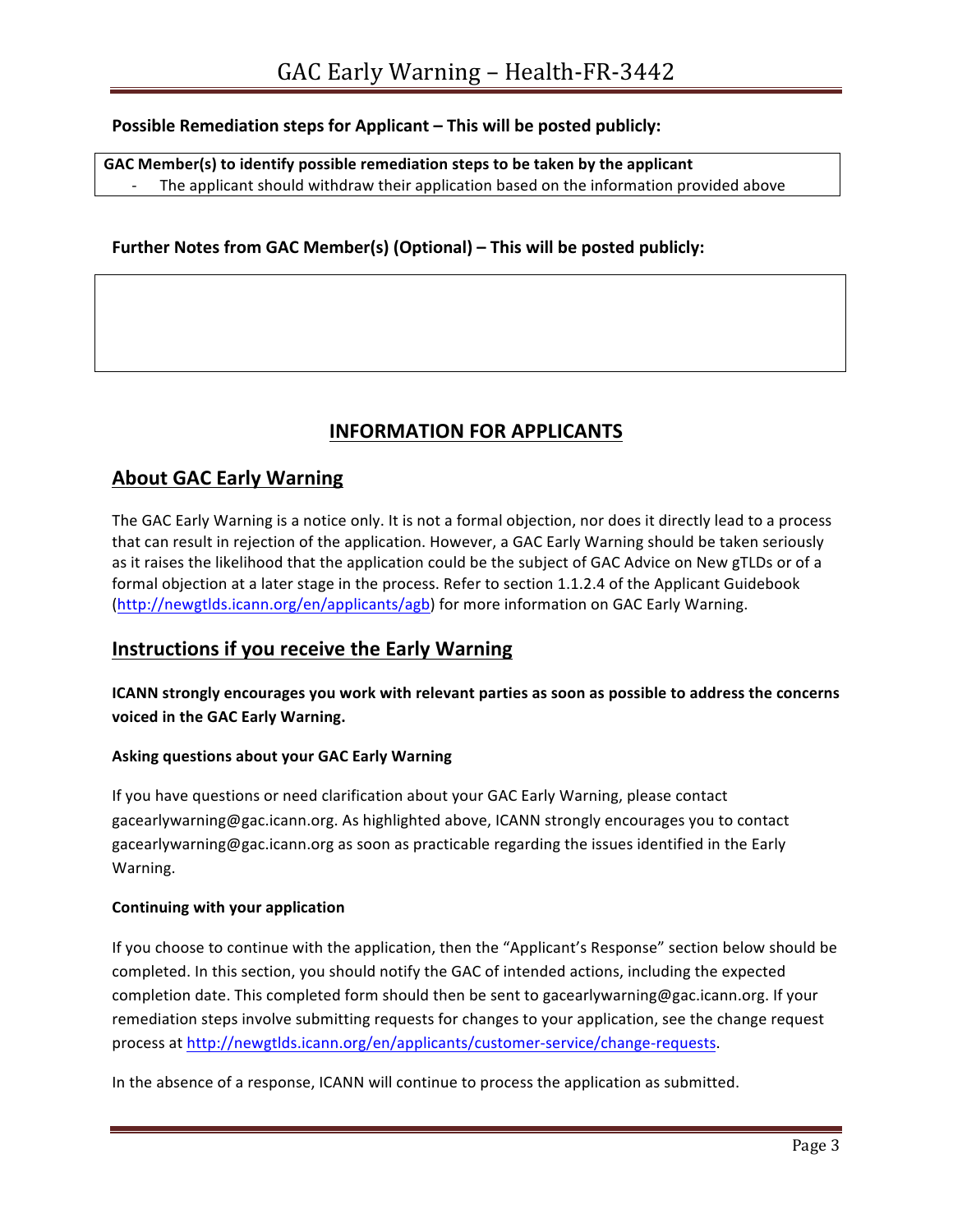**Possible Remediation steps for Applicant – This will be posted publicly:**

| **GAC Member(s) to identify possible remediation steps to be taken by the applicant** |
| --- |
| - The applicant should withdraw their application based on the information provided above |

**Further Notes from GAC Member(s) (Optional) – This will be posted publicly:**

| |
| --- |
| |

## INFORMATION FOR APPLICANTS

## About GAC Early Warning

The GAC Early Warning is a notice only. It is not a formal objection, nor does it directly lead to a process that can result in rejection of the application. However, a GAC Early Warning should be taken seriously as it raises the likelihood that the application could be the subject of GAC Advice on New gTLDs or of a formal objection at a later stage in the process. Refer to section 1.1.2.4 of the Applicant Guidebook (http://newgtlds.icann.org/en/applicants/agb) for more information on GAC Early Warning.

## Instructions if you receive the Early Warning

**ICANN strongly encourages you work with relevant parties as soon as possible to address the concerns voiced in the GAC Early Warning.**

**Asking questions about your GAC Early Warning**

If you have questions or need clarification about your GAC Early Warning, please contact gacearlywarning@gac.icann.org. As highlighted above, ICANN strongly encourages you to contact gacearlywarning@gac.icann.org as soon as practicable regarding the issues identified in the Early Warning.

**Continuing with your application**

If you choose to continue with the application, then the "Applicant's Response" section below should be completed. In this section, you should notify the GAC of intended actions, including the expected completion date. This completed form should then be sent to gacearlywarning@gac.icann.org. If your remediation steps involve submitting requests for changes to your application, see the change request process at http://newgtlds.icann.org/en/applicants/customer-service/change-requests.

In the absence of a response, ICANN will continue to process the application as submitted.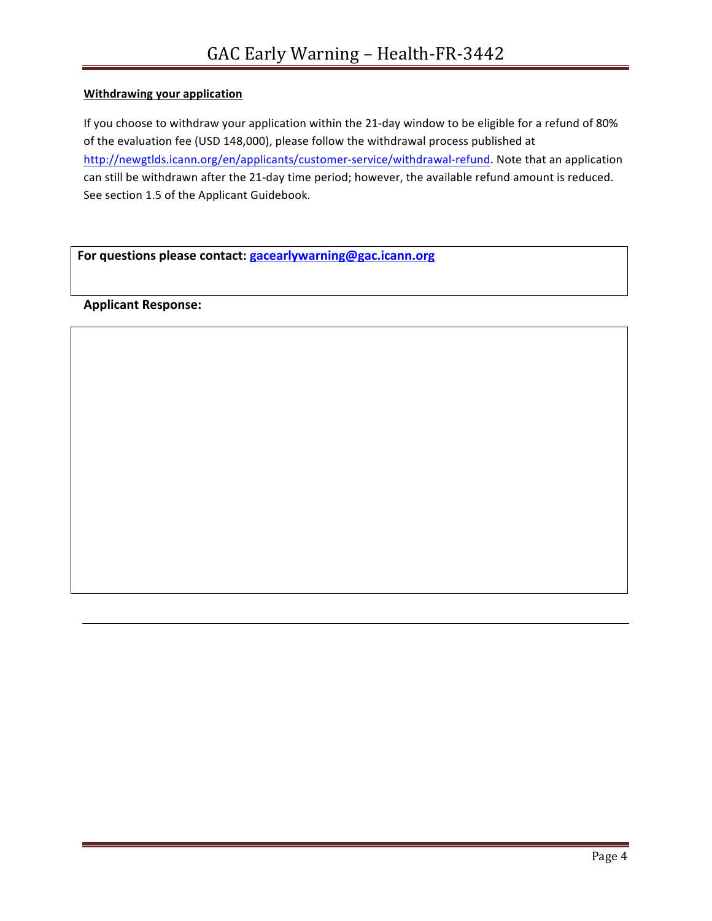**Withdrawing your application**

If you choose to withdraw your application within the 21-day window to be eligible for a refund of 80% of the evaluation fee (USD 148,000), please follow the withdrawal process published at http://newgtlds.icann.org/en/applicants/customer-service/withdrawal-refund. Note that an application can still be withdrawn after the 21-day time period; however, the available refund amount is reduced. See section 1.5 of the Applicant Guidebook.

**For questions please contact: gacearlywarning@gac.icann.org**

**Applicant Response:**